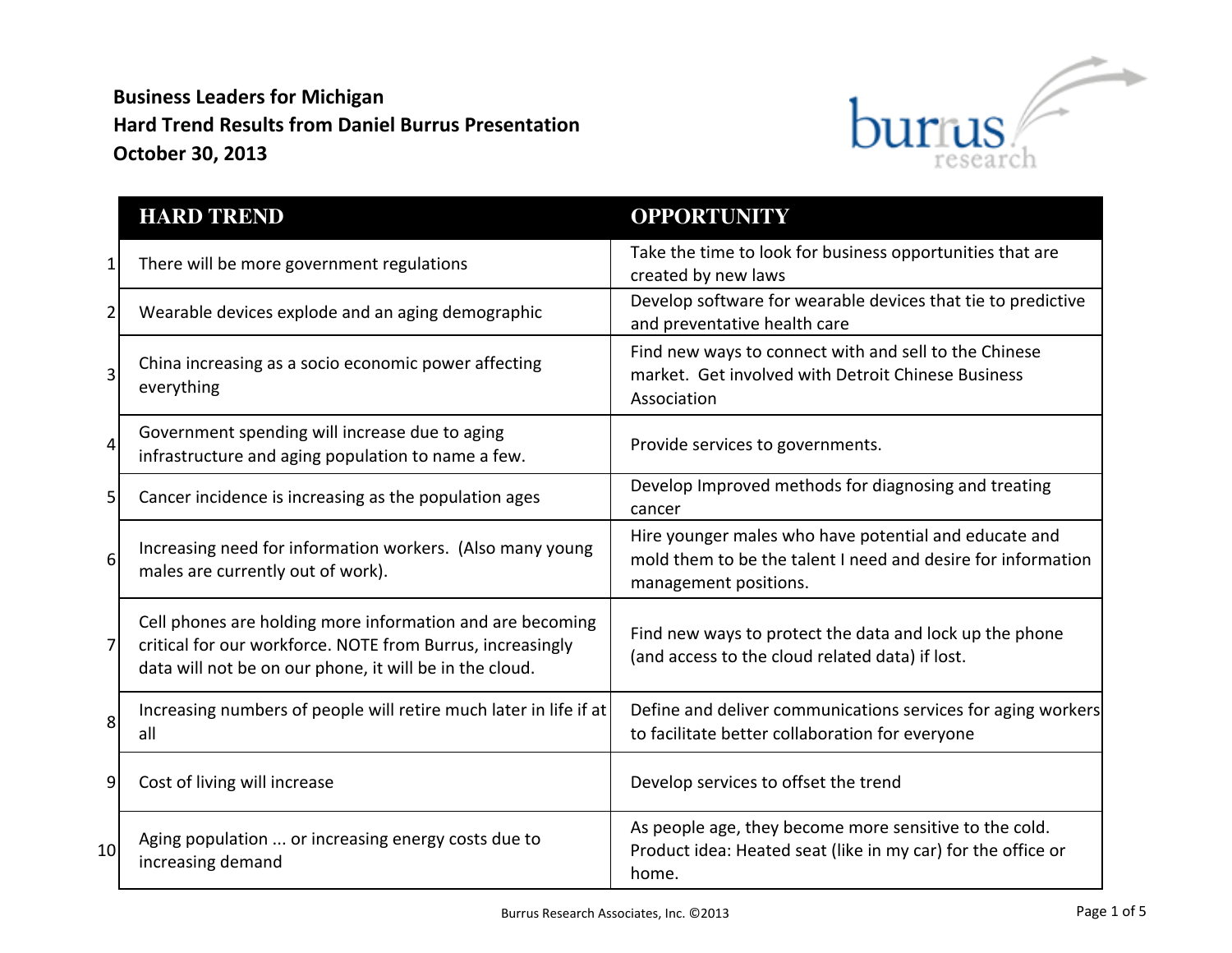**Business Leaders for Michigan**
**Hard Trend Results from Daniel Burrus Presentation**
**October 30, 2013**

| | HARD TREND | OPPORTUNITY |
|---|---|---|
| 1 | There will be more government regulations | Take the time to look for business opportunities that are created by new laws |
| 2 | Wearable devices explode and an aging demographic | Develop software for wearable devices that tie to predictive and preventative health care |
| 3 | China increasing as a socio economic power affecting everything | Find new ways to connect with and sell to the Chinese market. Get involved with Detroit Chinese Business Association |
| 4 | Government spending will increase due to aging infrastructure and aging population to name a few. | Provide services to governments. |
| 5 | Cancer incidence is increasing as the population ages | Develop Improved methods for diagnosing and treating cancer |
| 6 | Increasing need for information workers. (Also many young males are currently out of work). | Hire younger males who have potential and educate and mold them to be the talent I need and desire for information management positions. |
| 7 | Cell phones are holding more information and are becoming critical for our workforce. NOTE from Burrus, increasingly data will not be on our phone, it will be in the cloud. | Find new ways to protect the data and lock up the phone (and access to the cloud related data) if lost. |
| 8 | Increasing numbers of people will retire much later in life if at all | Define and deliver communications services for aging workers to facilitate better collaboration for everyone |
| 9 | Cost of living will increase | Develop services to offset the trend |
| 10 | Aging population ... or increasing energy costs due to increasing demand | As people age, they become more sensitive to the cold. Product idea: Heated seat (like in my car) for the office or home. |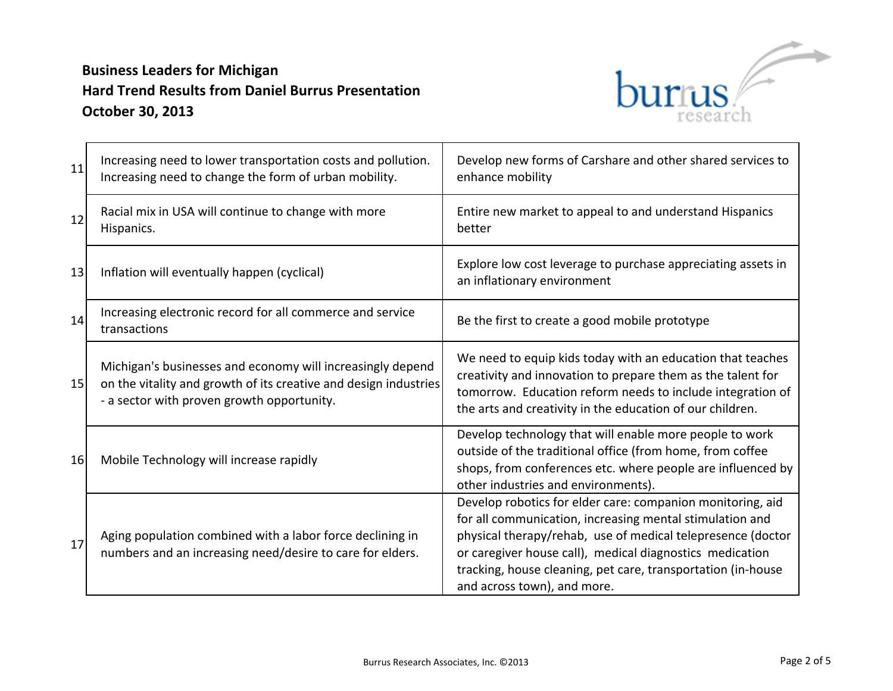**Business Leaders for Michigan**
**Hard Trend Results from Daniel Burrus Presentation**
**October 30, 2013**

| | | |
|---|---|---|
| 11 | Increasing need to lower transportation costs and pollution. Increasing need to change the form of urban mobility. | Develop new forms of Carshare and other shared services to enhance mobility |
| 12 | Racial mix in USA will continue to change with more Hispanics. | Entire new market to appeal to and understand Hispanics better |
| 13 | Inflation will eventually happen (cyclical) | Explore low cost leverage to purchase appreciating assets in an inflationary environment |
| 14 | Increasing electronic record for all commerce and service transactions | Be the first to create a good mobile prototype |
| 15 | Michigan's businesses and economy will increasingly depend on the vitality and growth of its creative and design industries - a sector with proven growth opportunity. | We need to equip kids today with an education that teaches creativity and innovation to prepare them as the talent for tomorrow. Education reform needs to include integration of the arts and creativity in the education of our children. |
| 16 | Mobile Technology will increase rapidly | Develop technology that will enable more people to work outside of the traditional office (from home, from coffee shops, from conferences etc. where people are influenced by other industries and environments). |
| 17 | Aging population combined with a labor force declining in numbers and an increasing need/desire to care for elders. | Develop robotics for elder care: companion monitoring, aid for all communication, increasing mental stimulation and physical therapy/rehab, use of medical telepresence (doctor or caregiver house call), medical diagnostics medication tracking, house cleaning, pet care, transportation (in-house and across town), and more. |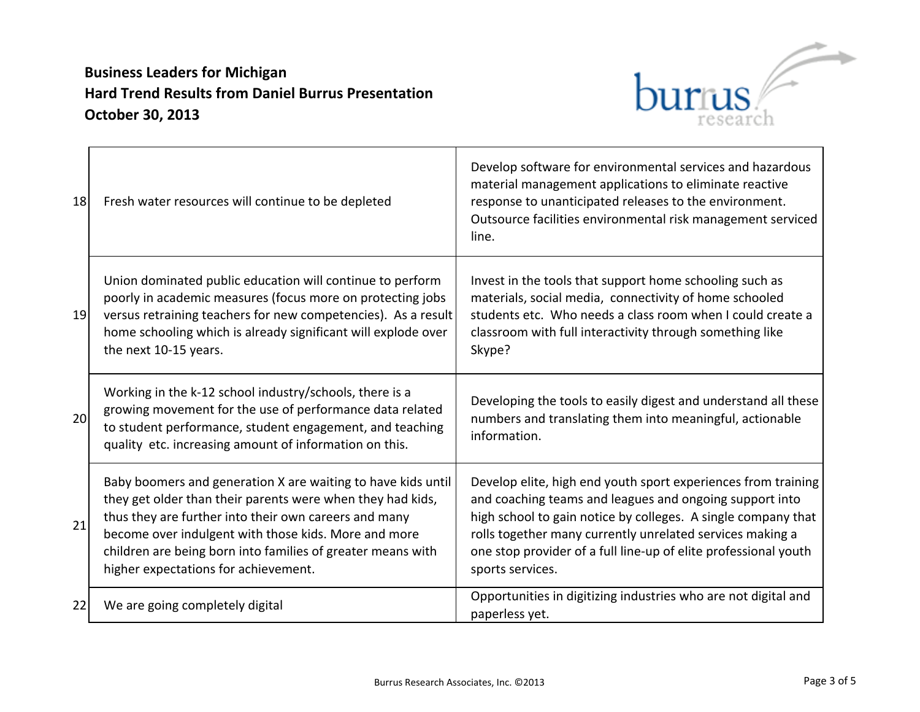**Business Leaders for Michigan**
**Hard Trend Results from Daniel Burrus Presentation**
**October 30, 2013**

| | | |
|---|---|---|
| 18 | Fresh water resources will continue to be depleted | Develop software for environmental services and hazardous material management applications to eliminate reactive response to unanticipated releases to the environment. Outsource facilities environmental risk management serviced line. |
| 19 | Union dominated public education will continue to perform poorly in academic measures (focus more on protecting jobs versus retraining teachers for new competencies). As a result home schooling which is already significant will explode over the next 10-15 years. | Invest in the tools that support home schooling such as materials, social media, connectivity of home schooled students etc. Who needs a class room when I could create a classroom with full interactivity through something like Skype? |
| 20 | Working in the k-12 school industry/schools, there is a growing movement for the use of performance data related to student performance, student engagement, and teaching quality etc. increasing amount of information on this. | Developing the tools to easily digest and understand all these numbers and translating them into meaningful, actionable information. |
| 21 | Baby boomers and generation X are waiting to have kids until they get older than their parents were when they had kids, thus they are further into their own careers and many become over indulgent with those kids. More and more children are being born into families of greater means with higher expectations for achievement. | Develop elite, high end youth sport experiences from training and coaching teams and leagues and ongoing support into high school to gain notice by colleges. A single company that rolls together many currently unrelated services making a one stop provider of a full line-up of elite professional youth sports services. |
| 22 | We are going completely digital | Opportunities in digitizing industries who are not digital and paperless yet. |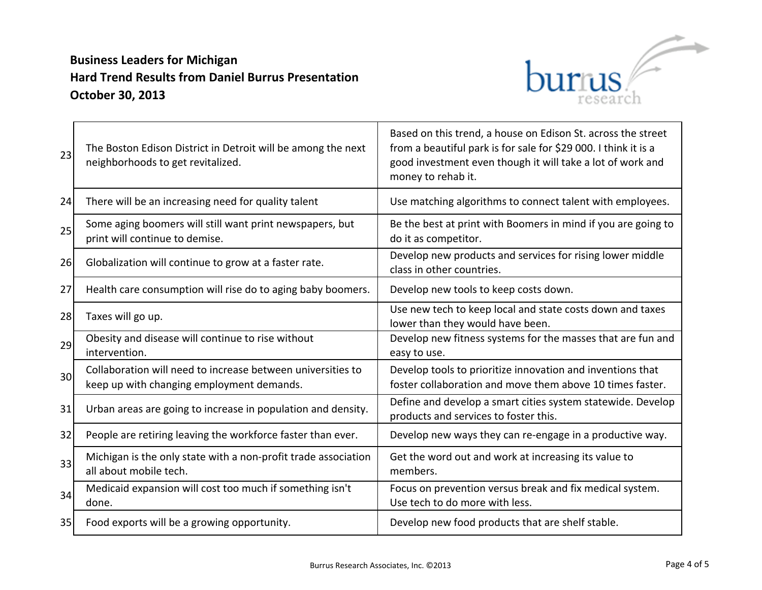**Business Leaders for Michigan**
**Hard Trend Results from Daniel Burrus Presentation**
**October 30, 2013**

| | | |
|---|---|---|
| 23 | The Boston Edison District in Detroit will be among the next neighborhoods to get revitalized. | Based on this trend, a house on Edison St. across the street from a beautiful park is for sale for $29 000. I think it is a good investment even though it will take a lot of work and money to rehab it. |
| 24 | There will be an increasing need for quality talent | Use matching algorithms to connect talent with employees. |
| 25 | Some aging boomers will still want print newspapers, but print will continue to demise. | Be the best at print with Boomers in mind if you are going to do it as competitor. |
| 26 | Globalization will continue to grow at a faster rate. | Develop new products and services for rising lower middle class in other countries. |
| 27 | Health care consumption will rise do to aging baby boomers. | Develop new tools to keep costs down. |
| 28 | Taxes will go up. | Use new tech to keep local and state costs down and taxes lower than they would have been. |
| 29 | Obesity and disease will continue to rise without intervention. | Develop new fitness systems for the masses that are fun and easy to use. |
| 30 | Collaboration will need to increase between universities to keep up with changing employment demands. | Develop tools to prioritize innovation and inventions that foster collaboration and move them above 10 times faster. |
| 31 | Urban areas are going to increase in population and density. | Define and develop a smart cities system statewide. Develop products and services to foster this. |
| 32 | People are retiring leaving the workforce faster than ever. | Develop new ways they can re-engage in a productive way. |
| 33 | Michigan is the only state with a non-profit trade association all about mobile tech. | Get the word out and work at increasing its value to members. |
| 34 | Medicaid expansion will cost too much if something isn't done. | Focus on prevention versus break and fix medical system. Use tech to do more with less. |
| 35 | Food exports will be a growing opportunity. | Develop new food products that are shelf stable. |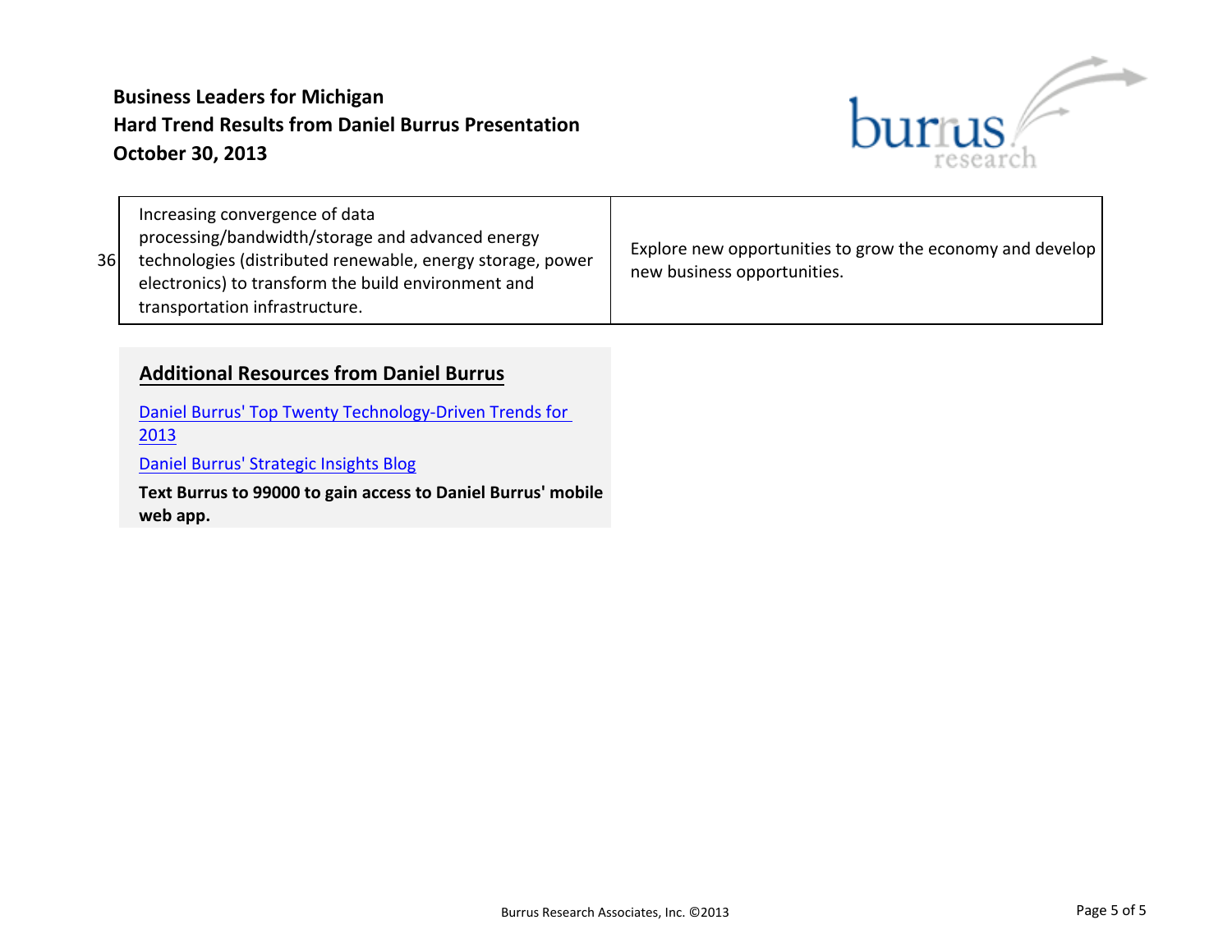| | | |
|---|---|---|
| 36 | Increasing convergence of data processing/bandwidth/storage and advanced energy technologies (distributed renewable, energy storage, power electronics) to transform the build environment and transportation infrastructure. | Explore new opportunities to grow the economy and develop new business opportunities. |

## Additional Resources from Daniel Burrus

Daniel Burrus' Top Twenty Technology-Driven Trends for 2013

Daniel Burrus' Strategic Insights Blog

**Text Burrus to 99000 to gain access to Daniel Burrus' mobile web app.**

Burrus Research Associates, Inc. ©2013